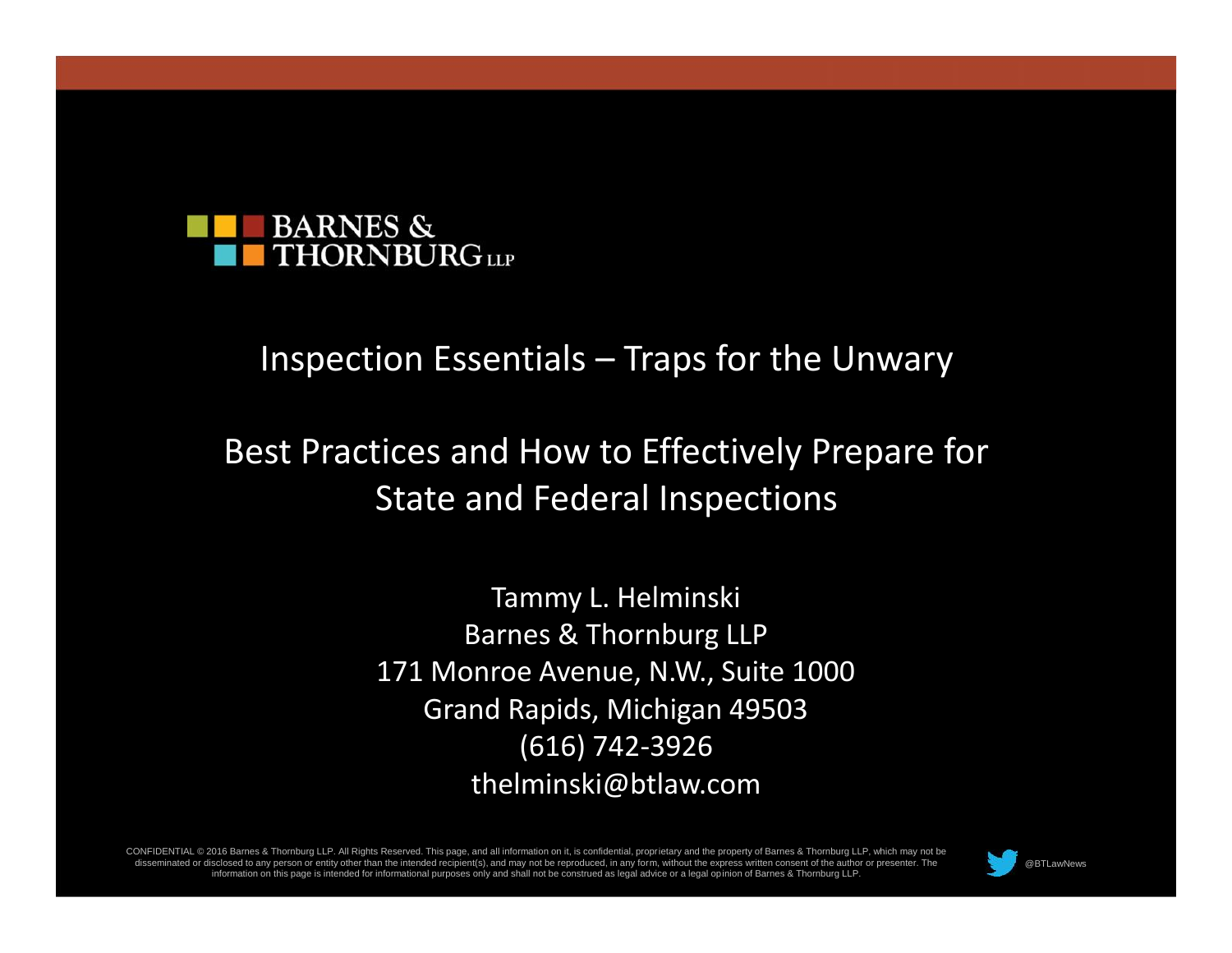BARNES & THORNBURG LLP

# Inspection Essentials – Traps for the Unwary

## Best Practices and How to Effectively Prepare for State and Federal Inspections

Tammy L. Helminski
Barnes & Thornburg LLP
171 Monroe Avenue, N.W., Suite 1000
Grand Rapids, Michigan 49503
(616) 742-3926
thelminski@btlaw.com

CONFIDENTIAL © 2016 Barnes & Thornburg LLP. All Rights Reserved. This page, and all information on it, is confidential, proprietary and the property of Barnes & Thornburg LLP, which may not be disseminated or disclosed to any person or entity other than the intended recipient(s), and may not be reproduced, in any form, without the express written consent of the author or presenter. The information on this page is intended for informational purposes only and shall not be construed as legal advice or a legal opinion of Barnes & Thornburg LLP.

@BTLawNews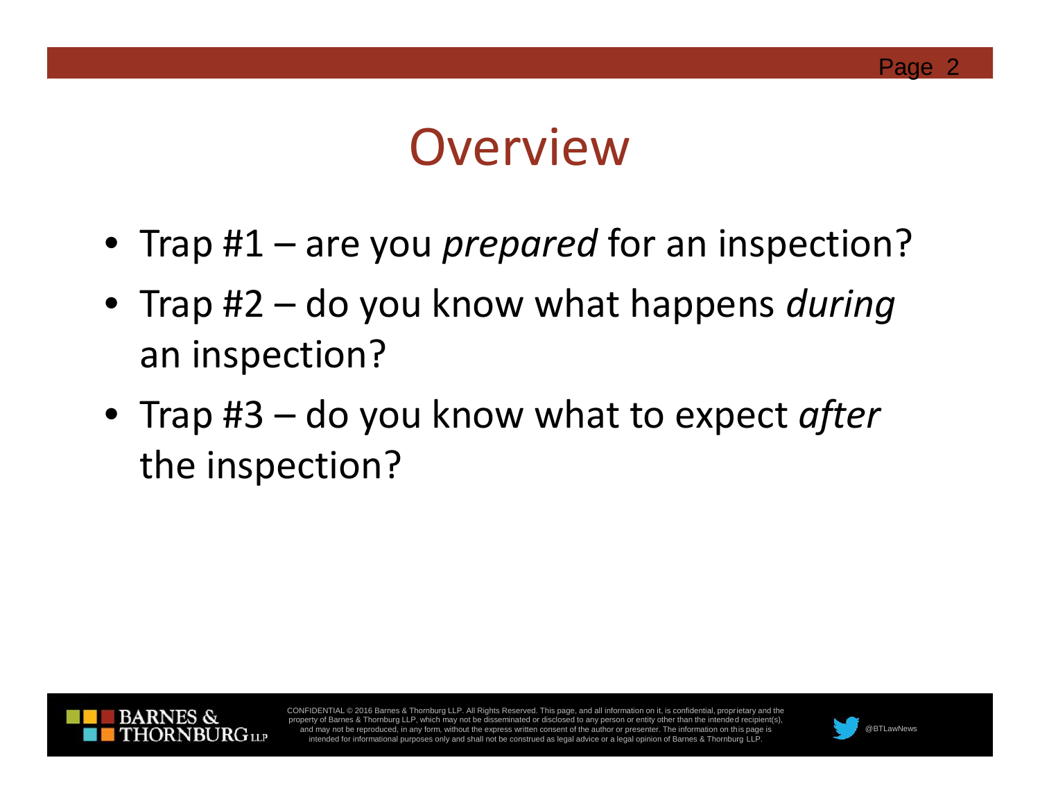# Overview

- Trap #1 – are you *prepared* for an inspection?
- Trap #2 – do you know what happens *during* an inspection?
- Trap #3 – do you know what to expect *after* the inspection?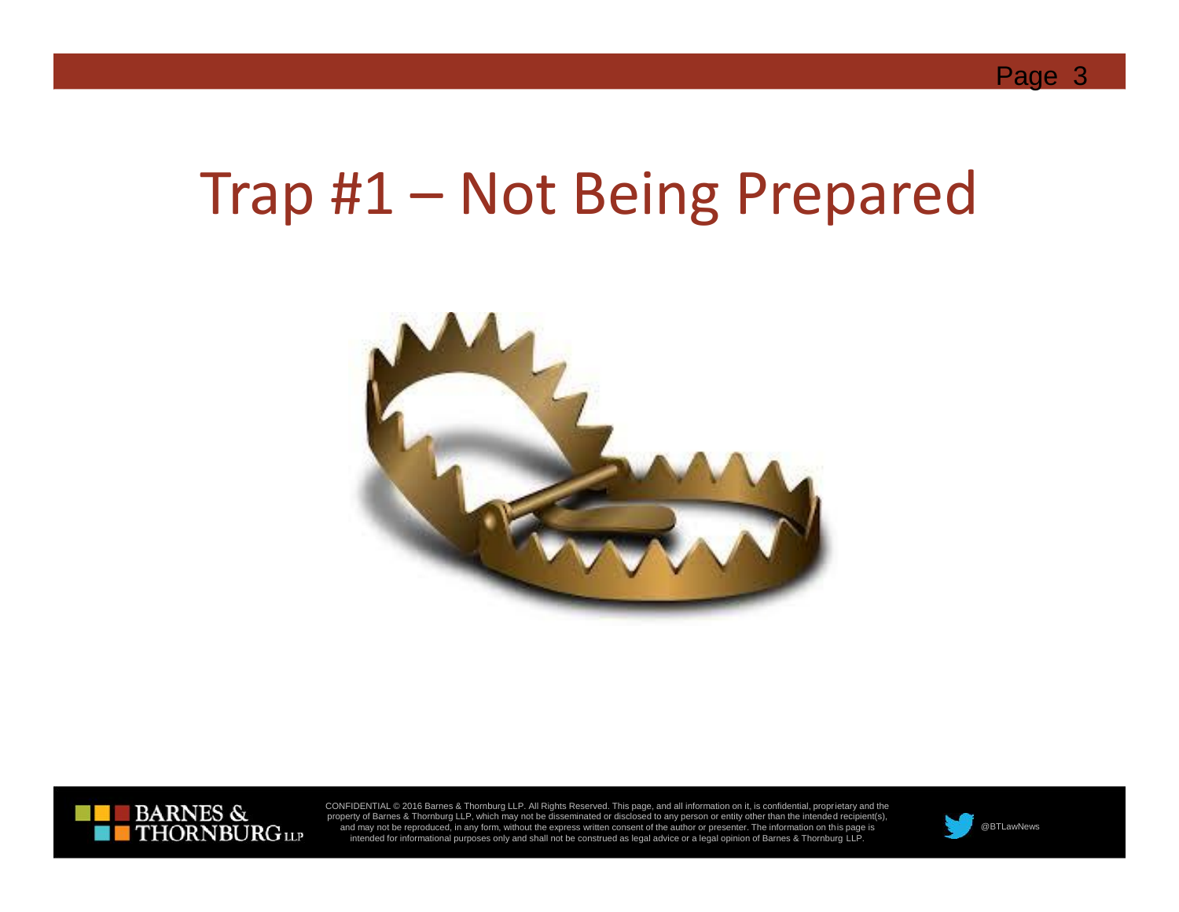# Trap #1 – Not Being Prepared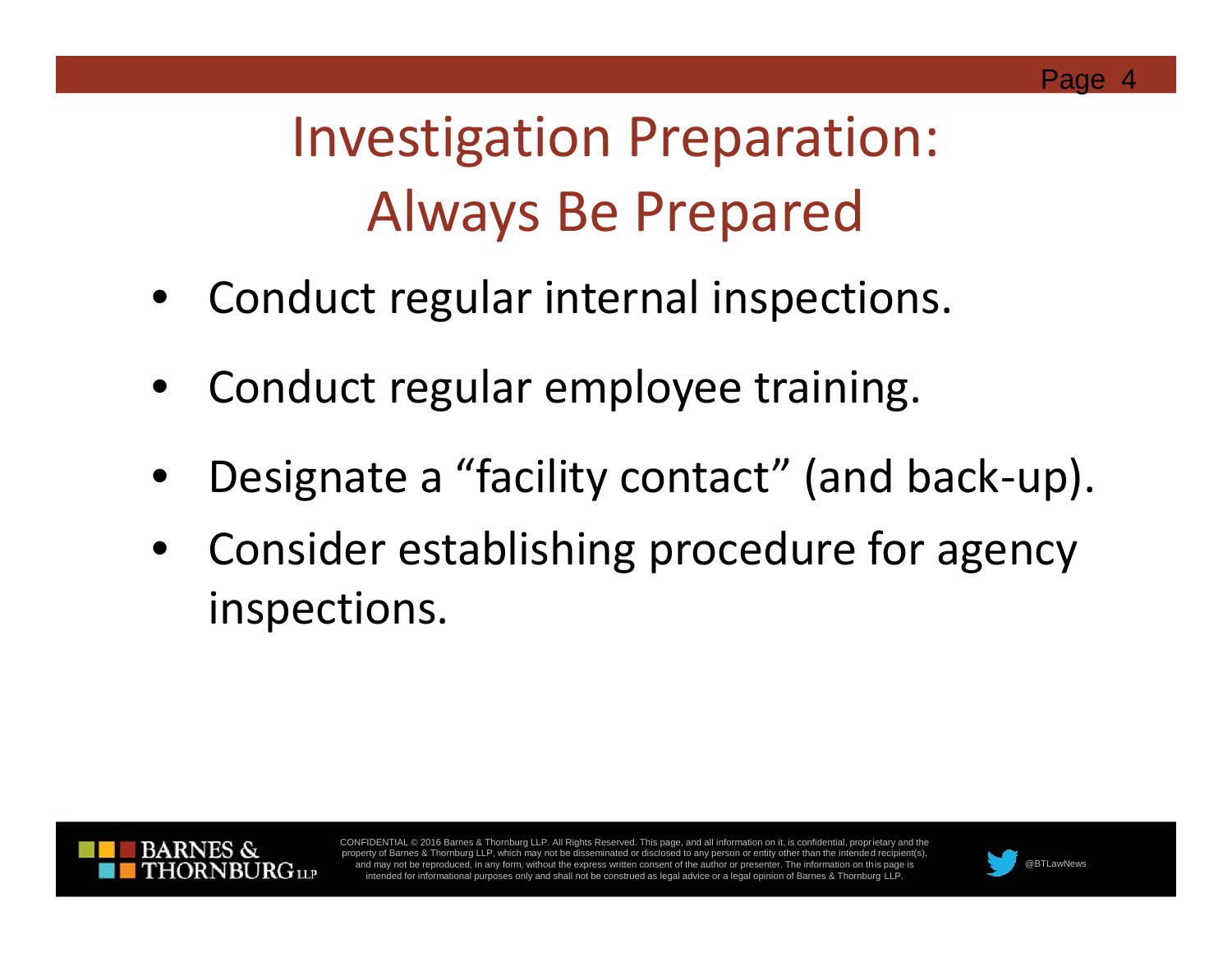# Investigation Preparation: Always Be Prepared

- Conduct regular internal inspections.
- Conduct regular employee training.
- Designate a "facility contact" (and back-up).
- Consider establishing procedure for agency inspections.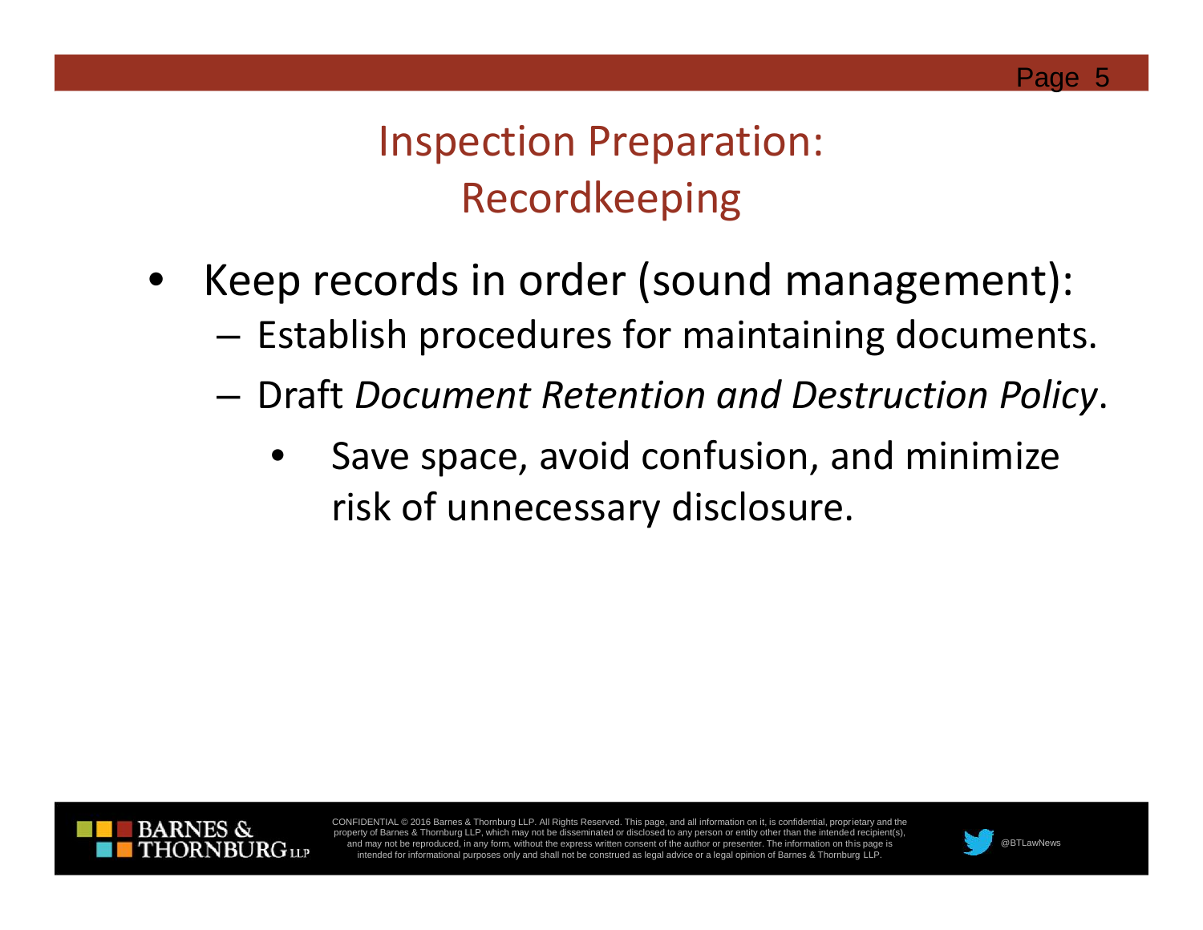# Inspection Preparation: Recordkeeping

- Keep records in order (sound management):
  - Establish procedures for maintaining documents.
  - Draft *Document Retention and Destruction Policy*.
    - Save space, avoid confusion, and minimize risk of unnecessary disclosure.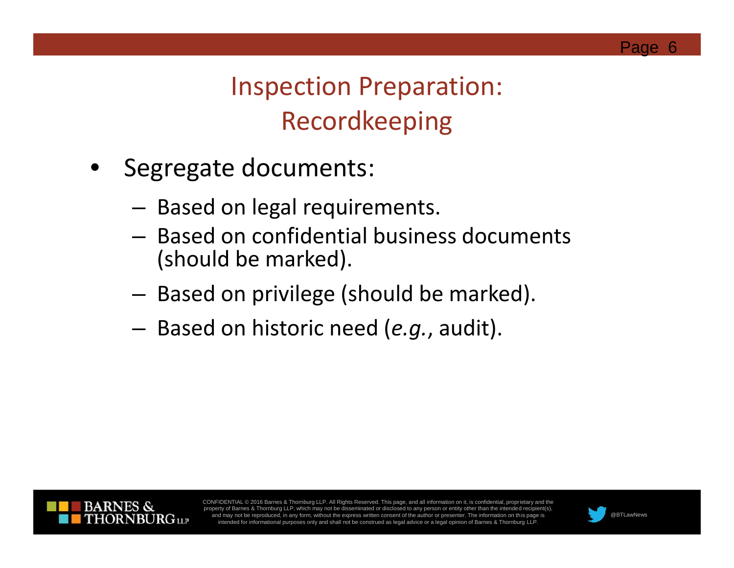# Inspection Preparation: Recordkeeping

- Segregate documents:
  - Based on legal requirements.
  - Based on confidential business documents (should be marked).
  - Based on privilege (should be marked).
  - Based on historic need (*e.g.*, audit).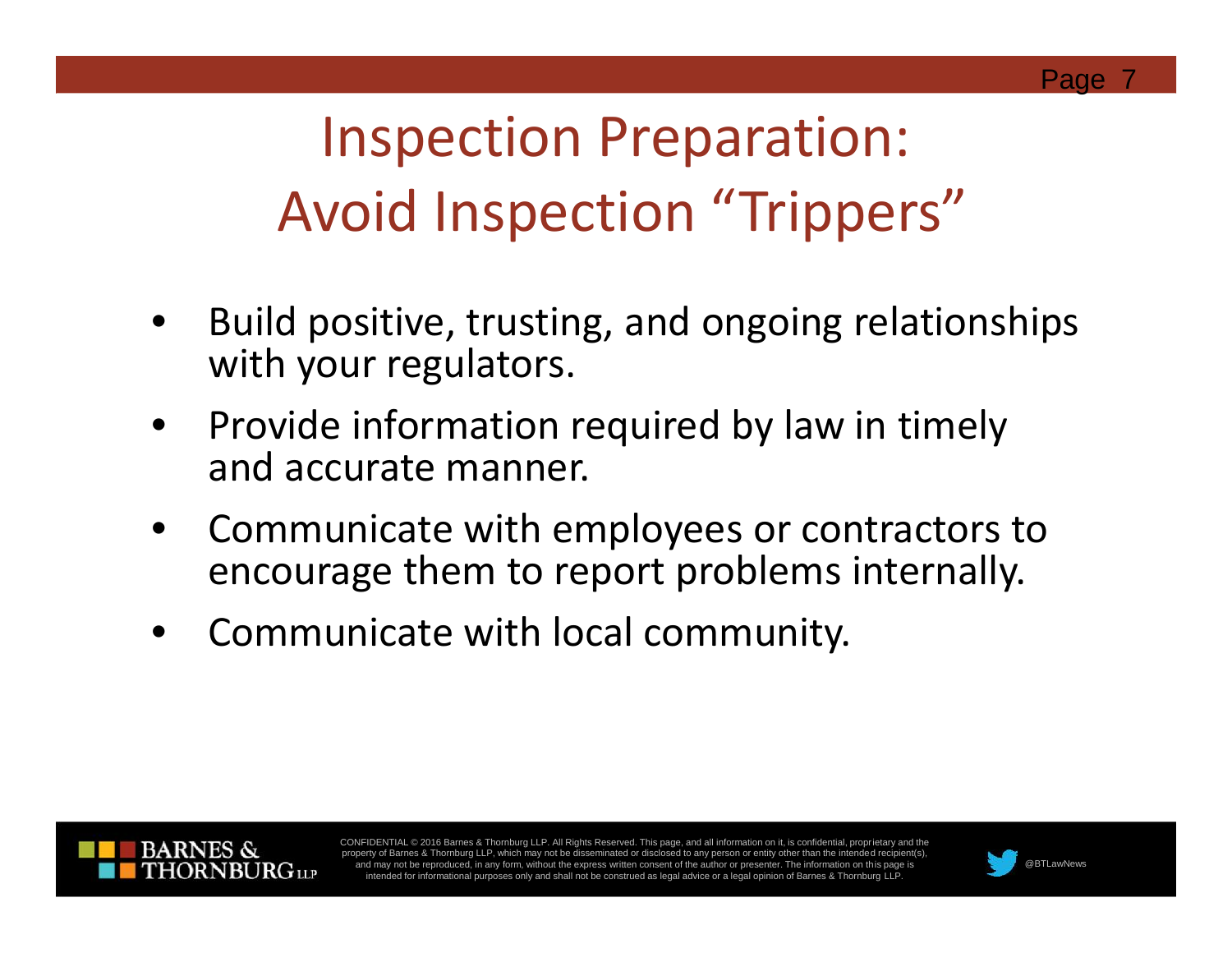# Inspection Preparation: Avoid Inspection "Trippers"

- Build positive, trusting, and ongoing relationships with your regulators.
- Provide information required by law in timely and accurate manner.
- Communicate with employees or contractors to encourage them to report problems internally.
- Communicate with local community.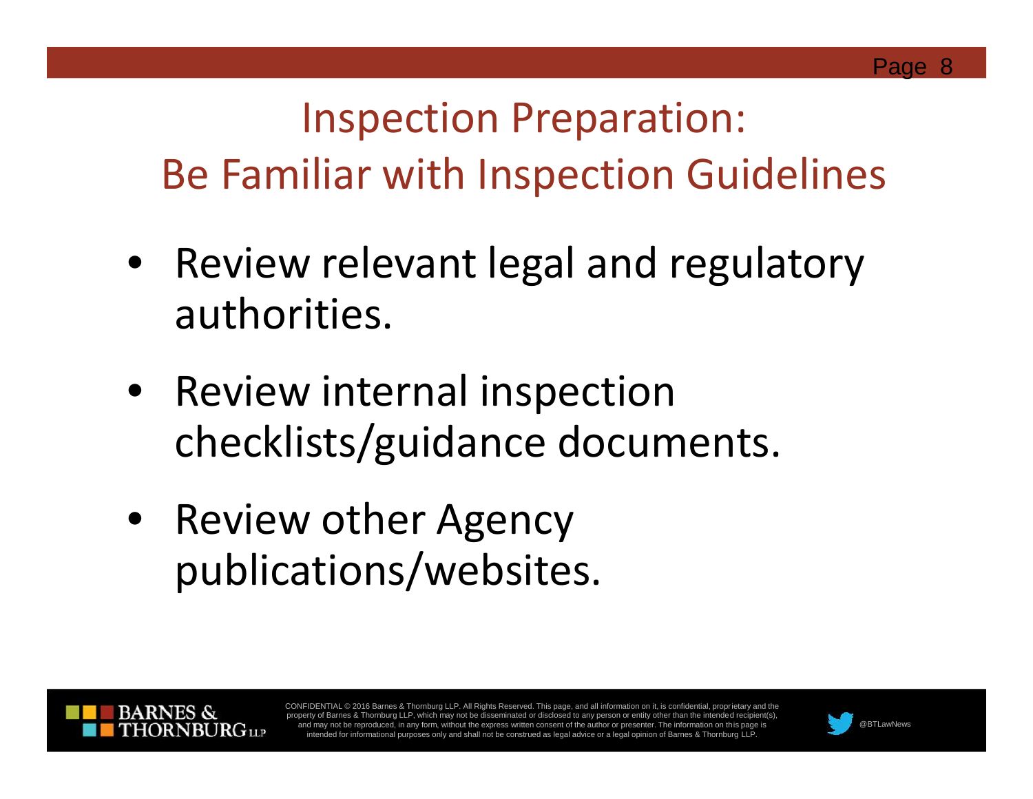# Inspection Preparation: Be Familiar with Inspection Guidelines

- Review relevant legal and regulatory authorities.
- Review internal inspection checklists/guidance documents.
- Review other Agency publications/websites.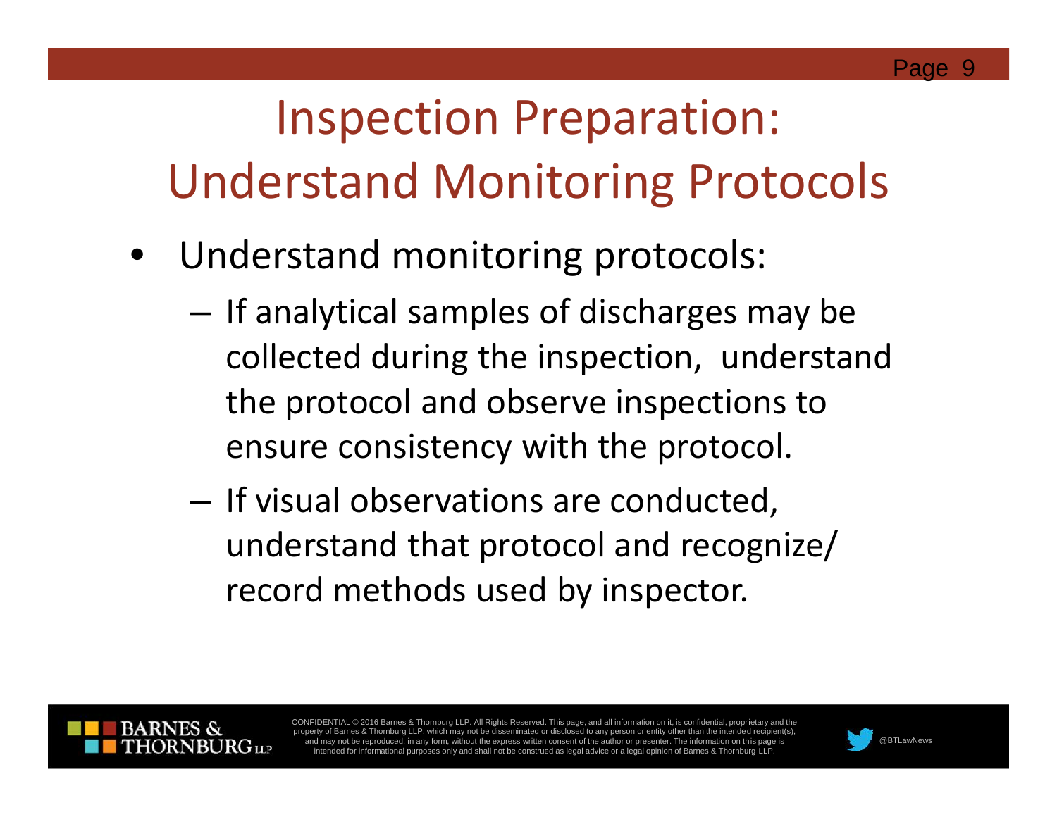# Inspection Preparation: Understand Monitoring Protocols

- Understand monitoring protocols:
  - If analytical samples of discharges may be collected during the inspection, understand the protocol and observe inspections to ensure consistency with the protocol.
  - If visual observations are conducted, understand that protocol and recognize/ record methods used by inspector.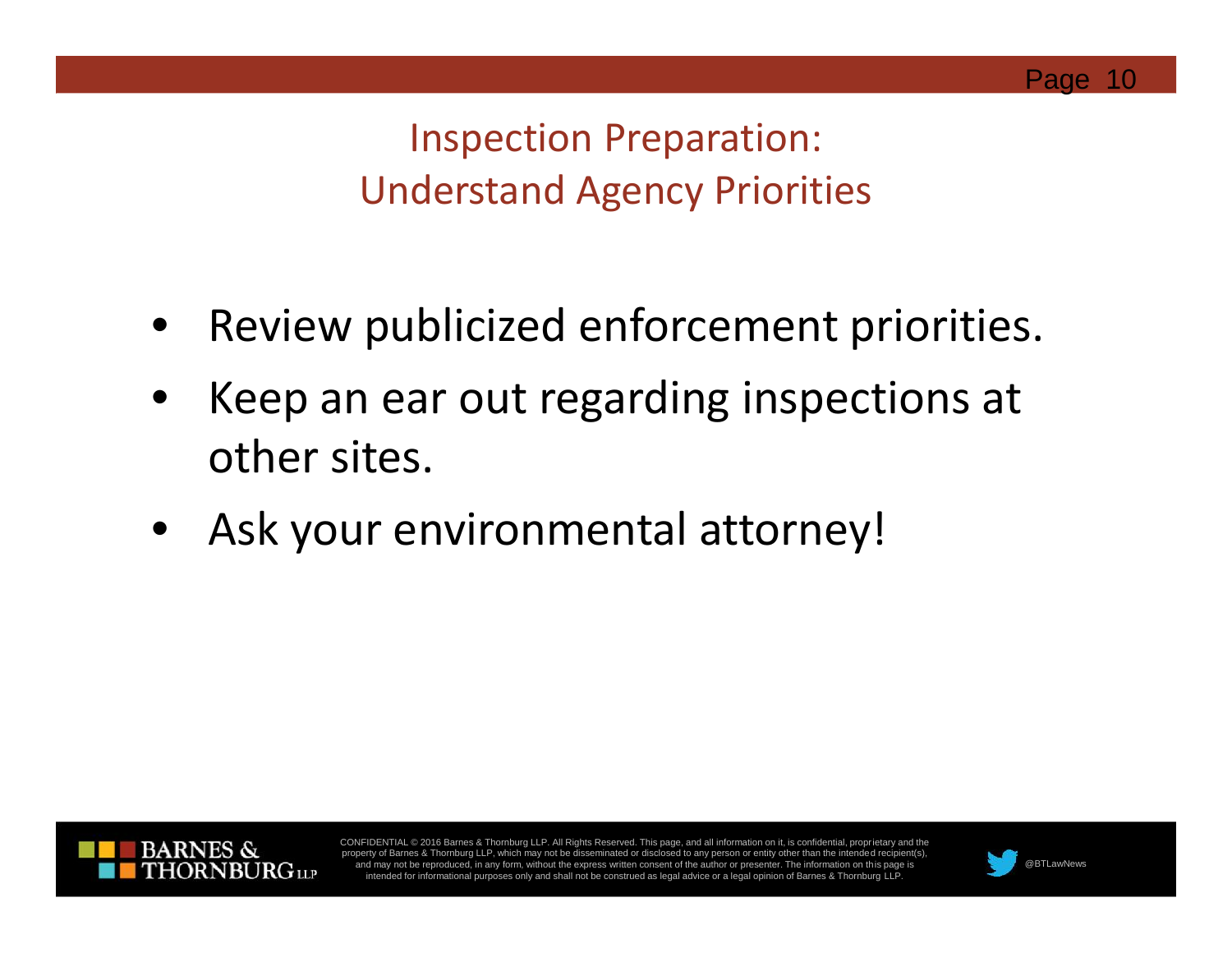## Inspection Preparation: Understand Agency Priorities

- Review publicized enforcement priorities.
- Keep an ear out regarding inspections at other sites.
- Ask your environmental attorney!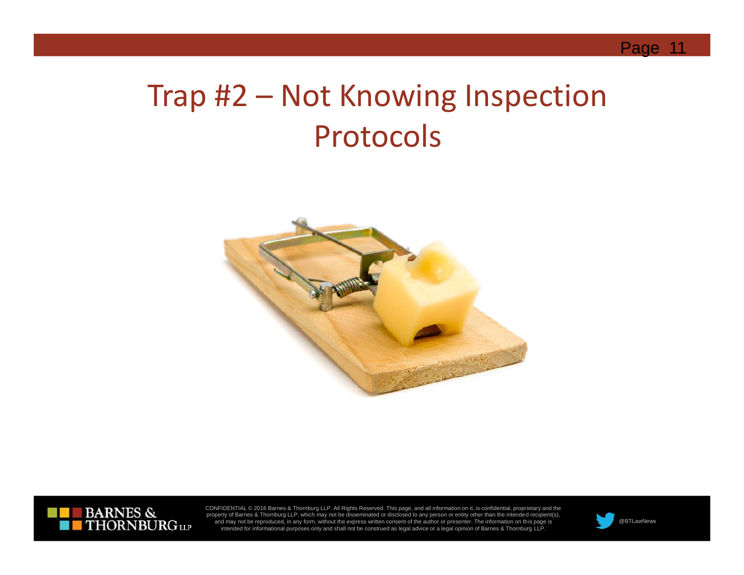# Trap #2 – Not Knowing Inspection Protocols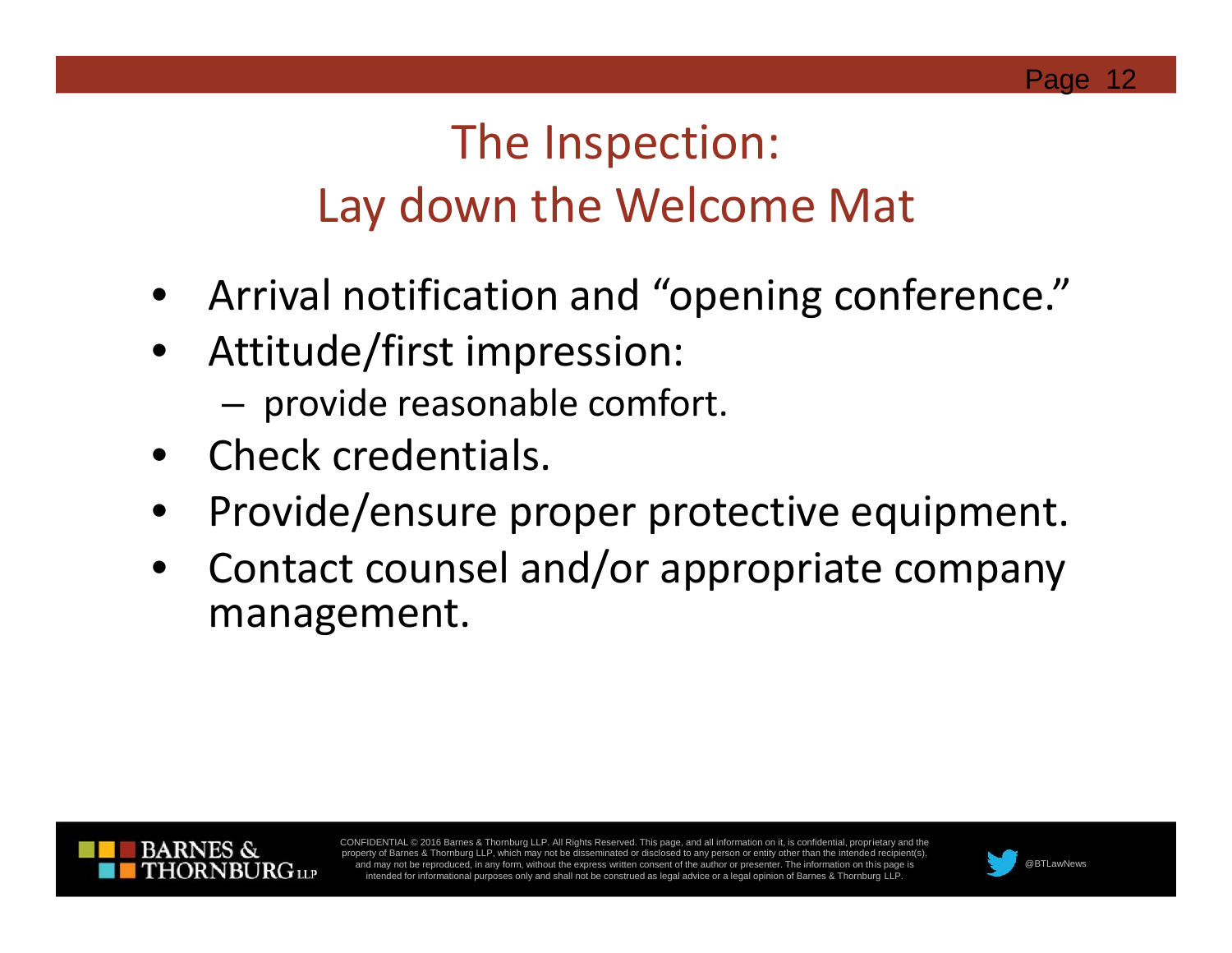# The Inspection: Lay down the Welcome Mat

- Arrival notification and "opening conference."
- Attitude/first impression:
  - provide reasonable comfort.
- Check credentials.
- Provide/ensure proper protective equipment.
- Contact counsel and/or appropriate company management.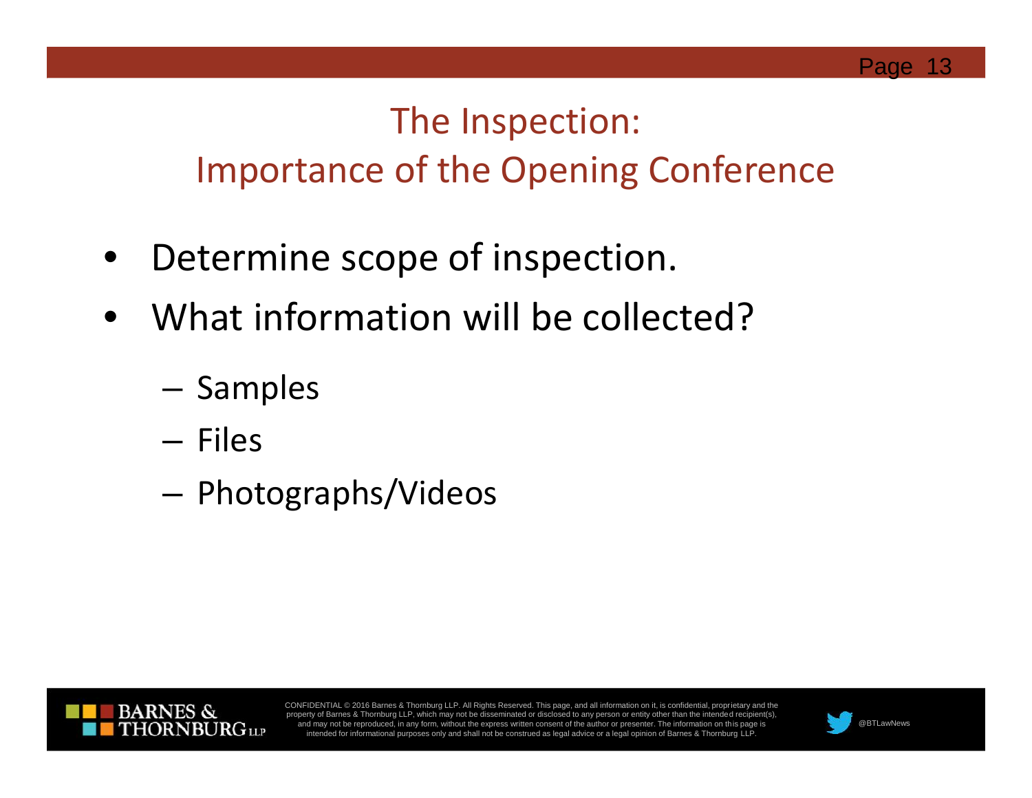# The Inspection: Importance of the Opening Conference

- Determine scope of inspection.
- What information will be collected?
  - Samples
  - Files
  - Photographs/Videos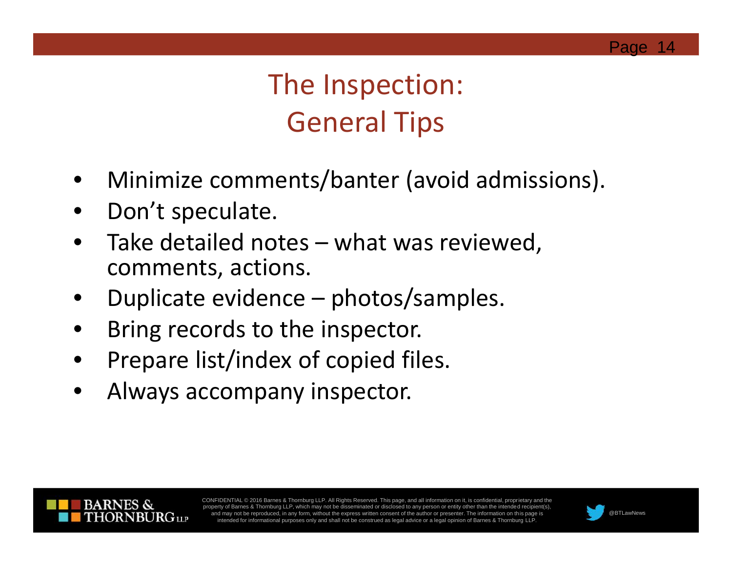# The Inspection: General Tips

- Minimize comments/banter (avoid admissions).
- Don't speculate.
- Take detailed notes – what was reviewed, comments, actions.
- Duplicate evidence – photos/samples.
- Bring records to the inspector.
- Prepare list/index of copied files.
- Always accompany inspector.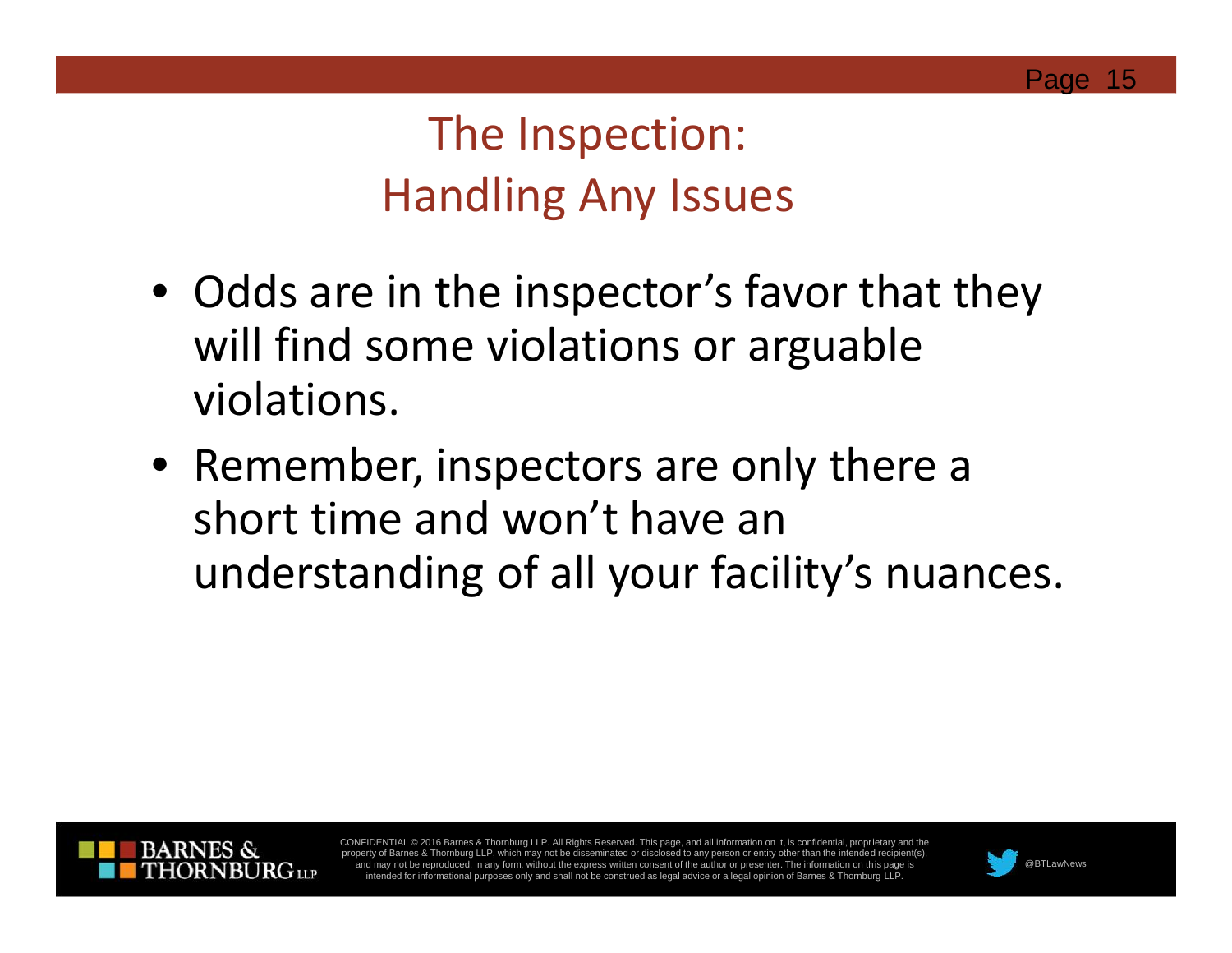# The Inspection: Handling Any Issues

- Odds are in the inspector's favor that they will find some violations or arguable violations.
- Remember, inspectors are only there a short time and won't have an understanding of all your facility's nuances.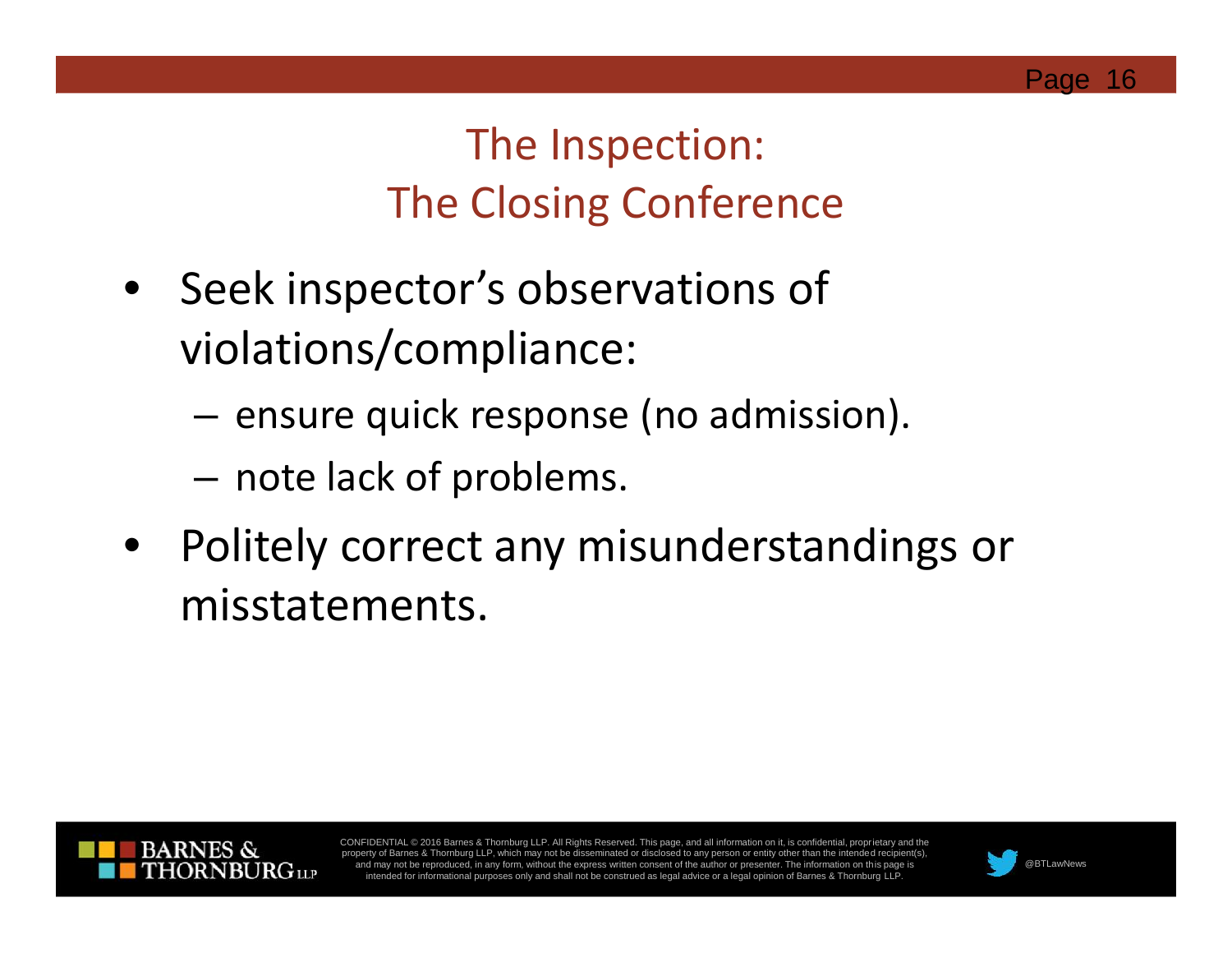# The Inspection:
# The Closing Conference

- Seek inspector's observations of violations/compliance:
  - ensure quick response (no admission).
  - note lack of problems.
- Politely correct any misunderstandings or misstatements.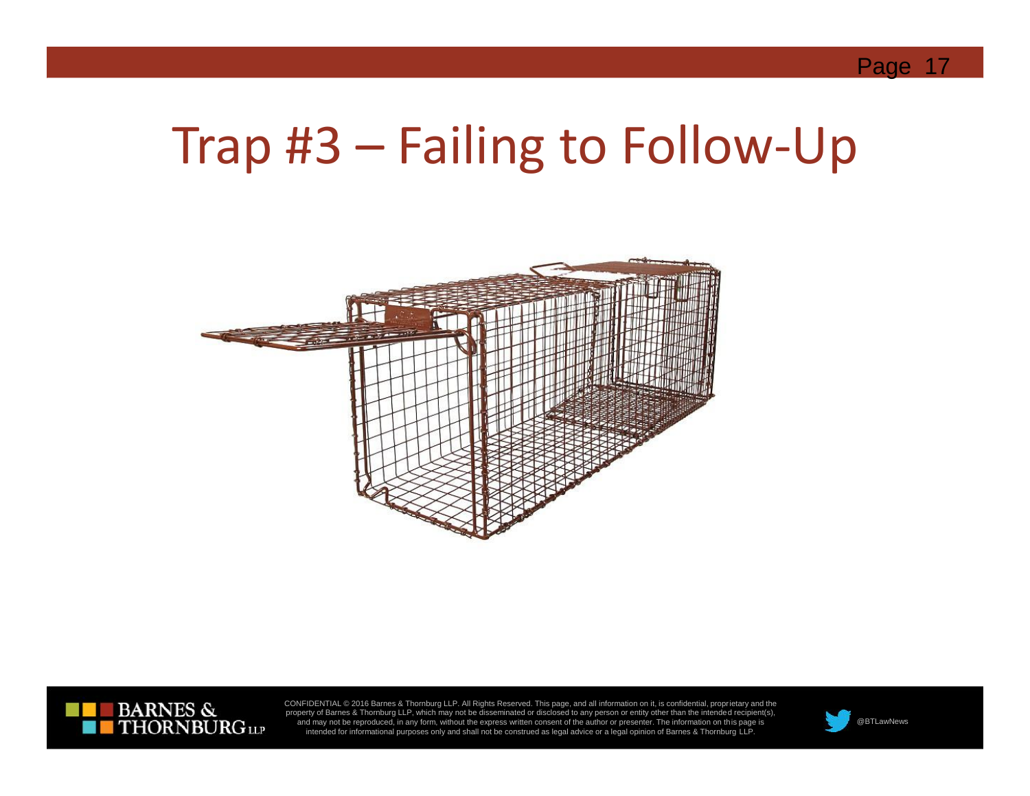# Trap #3 – Failing to Follow-Up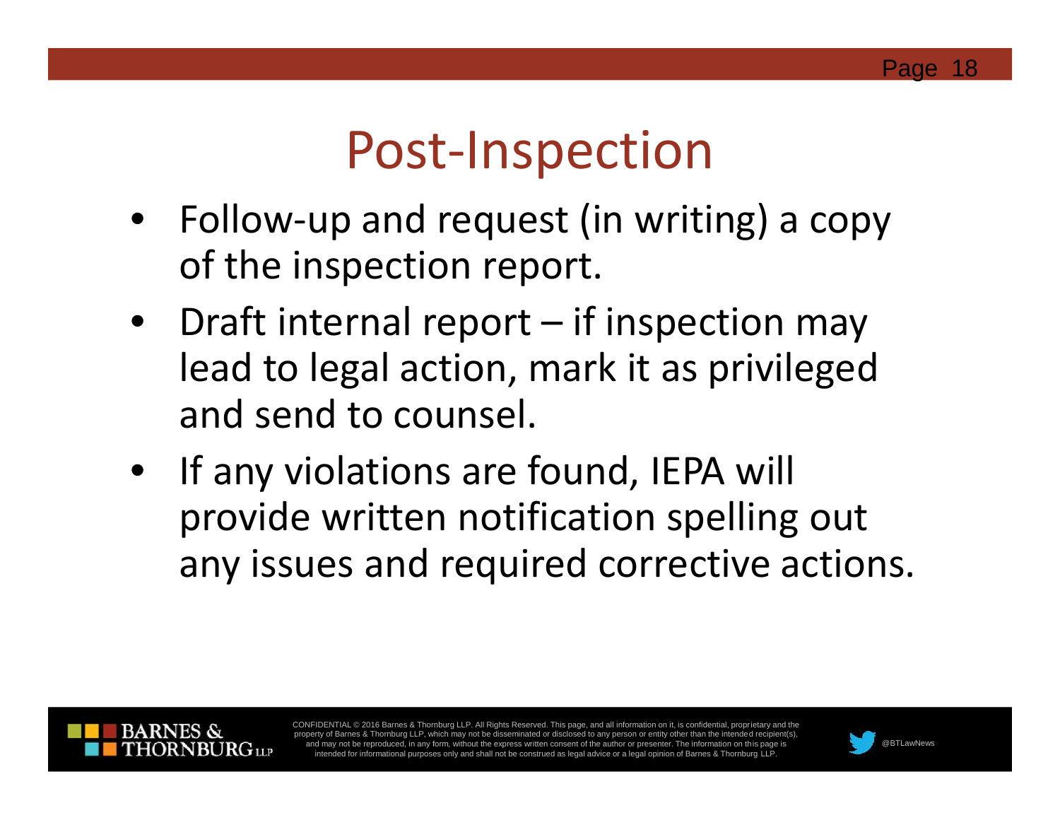# Post-Inspection

- Follow-up and request (in writing) a copy of the inspection report.
- Draft internal report – if inspection may lead to legal action, mark it as privileged and send to counsel.
- If any violations are found, IEPA will provide written notification spelling out any issues and required corrective actions.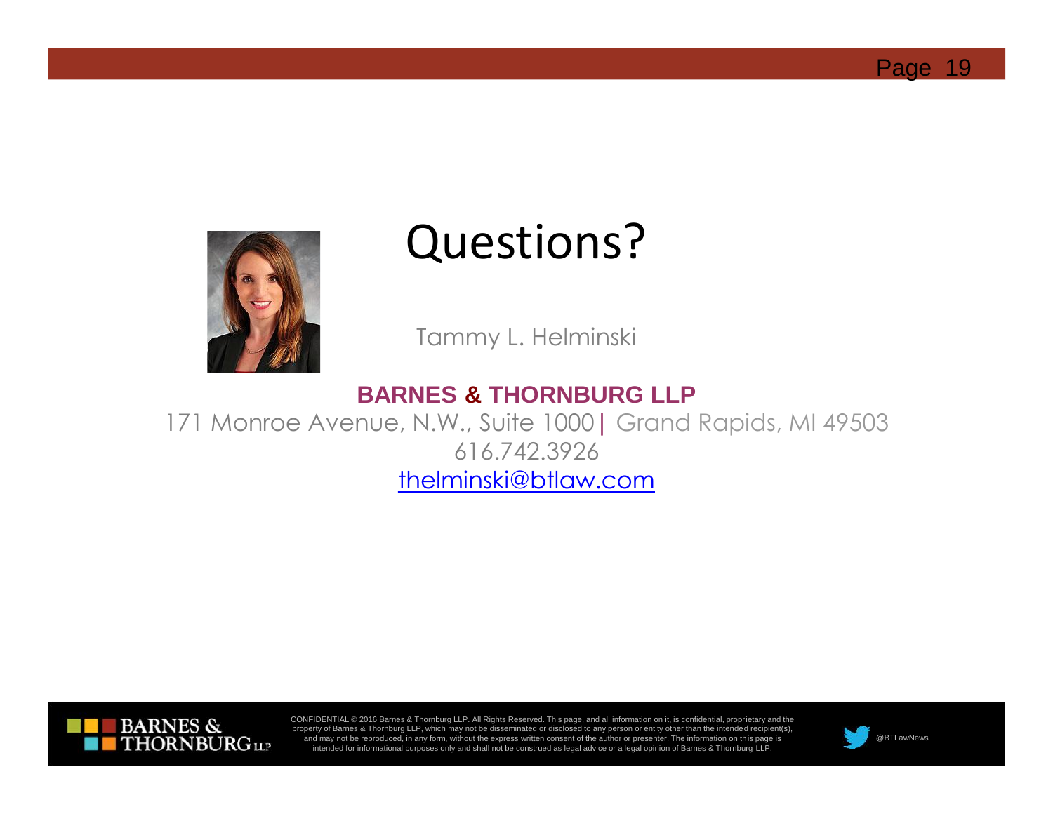# Questions?

Tammy L. Helminski

**BARNES & THORNBURG LLP**

171 Monroe Avenue, N.W., Suite 1000 | Grand Rapids, MI 49503

616.742.3926

thelminski@btlaw.com

CONFIDENTIAL © 2016 Barnes & Thornburg LLP. All Rights Reserved. This page, and all information on it, is confidential, proprietary and the property of Barnes & Thornburg LLP, which may not be disseminated or disclosed to any person or entity other than the intended recipient(s), and may not be reproduced, in any form, without the express written consent of the author or presenter. The information on this page is intended for informational purposes only and shall not be construed as legal advice or a legal opinion of Barnes & Thornburg LLP.

@BTLawNews